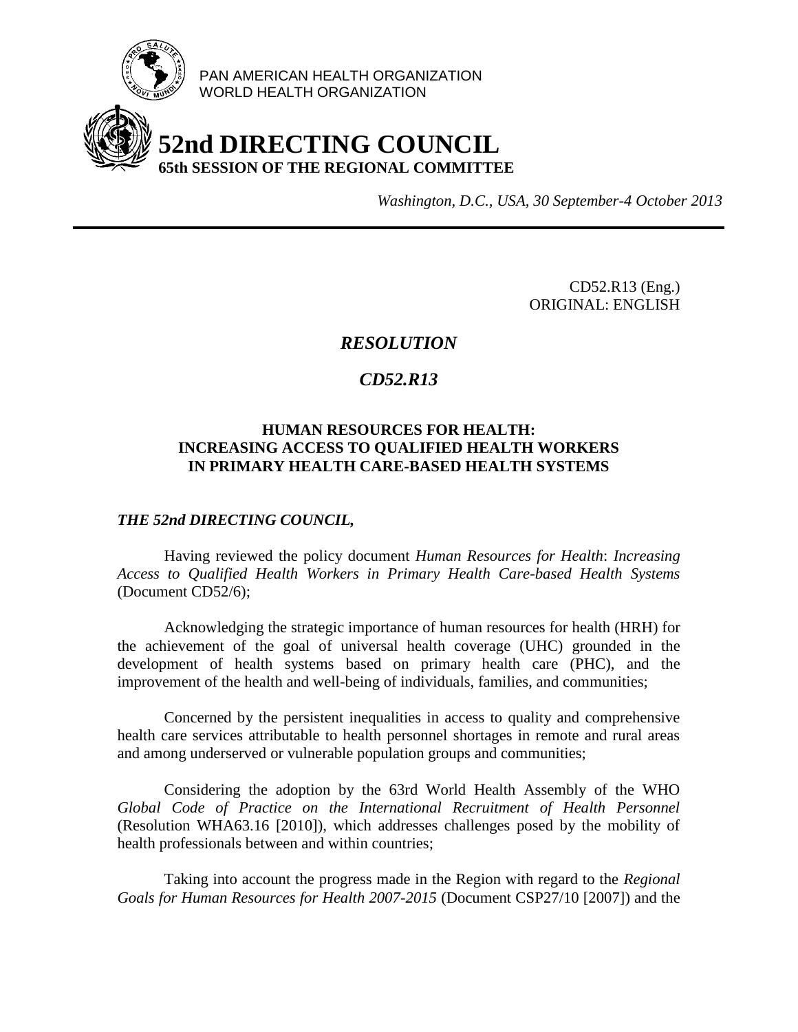PAN AMERICAN HEALTH ORGANIZATION
WORLD HEALTH ORGANIZATION

# 52nd DIRECTING COUNCIL
## 65th SESSION OF THE REGIONAL COMMITTEE

*Washington, D.C., USA, 30 September-4 October 2013*

CD52.R13 (Eng.)
ORIGINAL: ENGLISH

## *RESOLUTION*

## *CD52.R13*

### HUMAN RESOURCES FOR HEALTH: INCREASING ACCESS TO QUALIFIED HEALTH WORKERS IN PRIMARY HEALTH CARE-BASED HEALTH SYSTEMS

***THE 52nd DIRECTING COUNCIL,***

Having reviewed the policy document *Human Resources for Health*: *Increasing Access to Qualified Health Workers in Primary Health Care-based Health Systems* (Document CD52/6);

Acknowledging the strategic importance of human resources for health (HRH) for the achievement of the goal of universal health coverage (UHC) grounded in the development of health systems based on primary health care (PHC), and the improvement of the health and well-being of individuals, families, and communities;

Concerned by the persistent inequalities in access to quality and comprehensive health care services attributable to health personnel shortages in remote and rural areas and among underserved or vulnerable population groups and communities;

Considering the adoption by the 63rd World Health Assembly of the WHO *Global Code of Practice on the International Recruitment of Health Personnel* (Resolution WHA63.16 [2010]), which addresses challenges posed by the mobility of health professionals between and within countries;

Taking into account the progress made in the Region with regard to the *Regional Goals for Human Resources for Health 2007-2015* (Document CSP27/10 [2007]) and the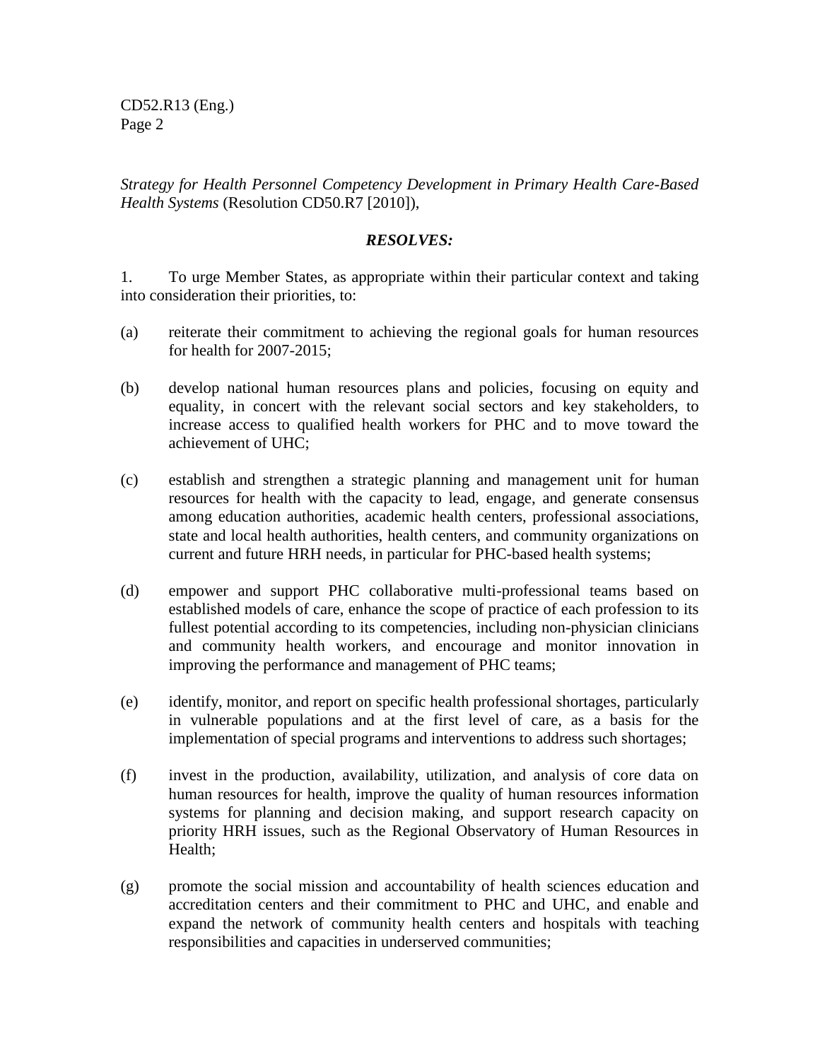*Strategy for Health Personnel Competency Development in Primary Health Care-Based Health Systems* (Resolution CD50.R7 [2010]),

***RESOLVES:***

1. To urge Member States, as appropriate within their particular context and taking into consideration their priorities, to:

(a) reiterate their commitment to achieving the regional goals for human resources for health for 2007-2015;

(b) develop national human resources plans and policies, focusing on equity and equality, in concert with the relevant social sectors and key stakeholders, to increase access to qualified health workers for PHC and to move toward the achievement of UHC;

(c) establish and strengthen a strategic planning and management unit for human resources for health with the capacity to lead, engage, and generate consensus among education authorities, academic health centers, professional associations, state and local health authorities, health centers, and community organizations on current and future HRH needs, in particular for PHC-based health systems;

(d) empower and support PHC collaborative multi-professional teams based on established models of care, enhance the scope of practice of each profession to its fullest potential according to its competencies, including non-physician clinicians and community health workers, and encourage and monitor innovation in improving the performance and management of PHC teams;

(e) identify, monitor, and report on specific health professional shortages, particularly in vulnerable populations and at the first level of care, as a basis for the implementation of special programs and interventions to address such shortages;

(f) invest in the production, availability, utilization, and analysis of core data on human resources for health, improve the quality of human resources information systems for planning and decision making, and support research capacity on priority HRH issues, such as the Regional Observatory of Human Resources in Health;

(g) promote the social mission and accountability of health sciences education and accreditation centers and their commitment to PHC and UHC, and enable and expand the network of community health centers and hospitals with teaching responsibilities and capacities in underserved communities;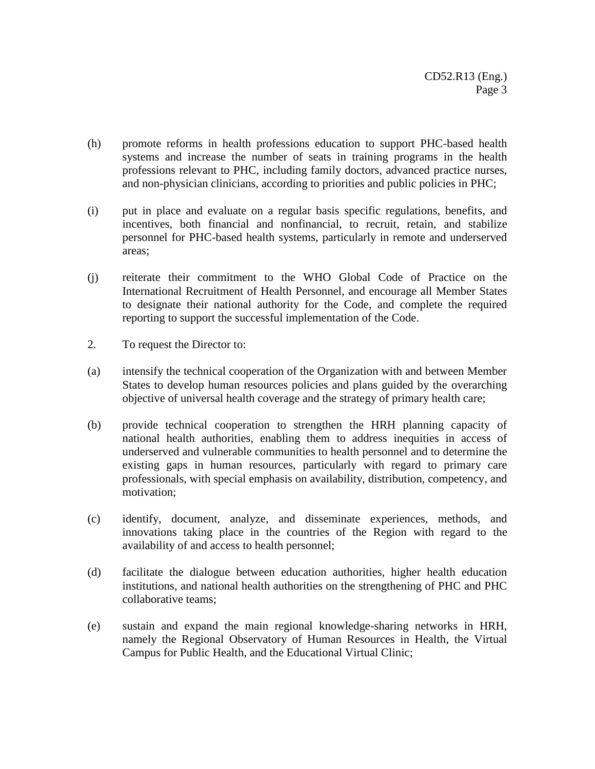(h) promote reforms in health professions education to support PHC-based health systems and increase the number of seats in training programs in the health professions relevant to PHC, including family doctors, advanced practice nurses, and non-physician clinicians, according to priorities and public policies in PHC;

(i) put in place and evaluate on a regular basis specific regulations, benefits, and incentives, both financial and nonfinancial, to recruit, retain, and stabilize personnel for PHC-based health systems, particularly in remote and underserved areas;

(j) reiterate their commitment to the WHO Global Code of Practice on the International Recruitment of Health Personnel, and encourage all Member States to designate their national authority for the Code, and complete the required reporting to support the successful implementation of the Code.

2. To request the Director to:

(a) intensify the technical cooperation of the Organization with and between Member States to develop human resources policies and plans guided by the overarching objective of universal health coverage and the strategy of primary health care;

(b) provide technical cooperation to strengthen the HRH planning capacity of national health authorities, enabling them to address inequities in access of underserved and vulnerable communities to health personnel and to determine the existing gaps in human resources, particularly with regard to primary care professionals, with special emphasis on availability, distribution, competency, and motivation;

(c) identify, document, analyze, and disseminate experiences, methods, and innovations taking place in the countries of the Region with regard to the availability of and access to health personnel;

(d) facilitate the dialogue between education authorities, higher health education institutions, and national health authorities on the strengthening of PHC and PHC collaborative teams;

(e) sustain and expand the main regional knowledge-sharing networks in HRH, namely the Regional Observatory of Human Resources in Health, the Virtual Campus for Public Health, and the Educational Virtual Clinic;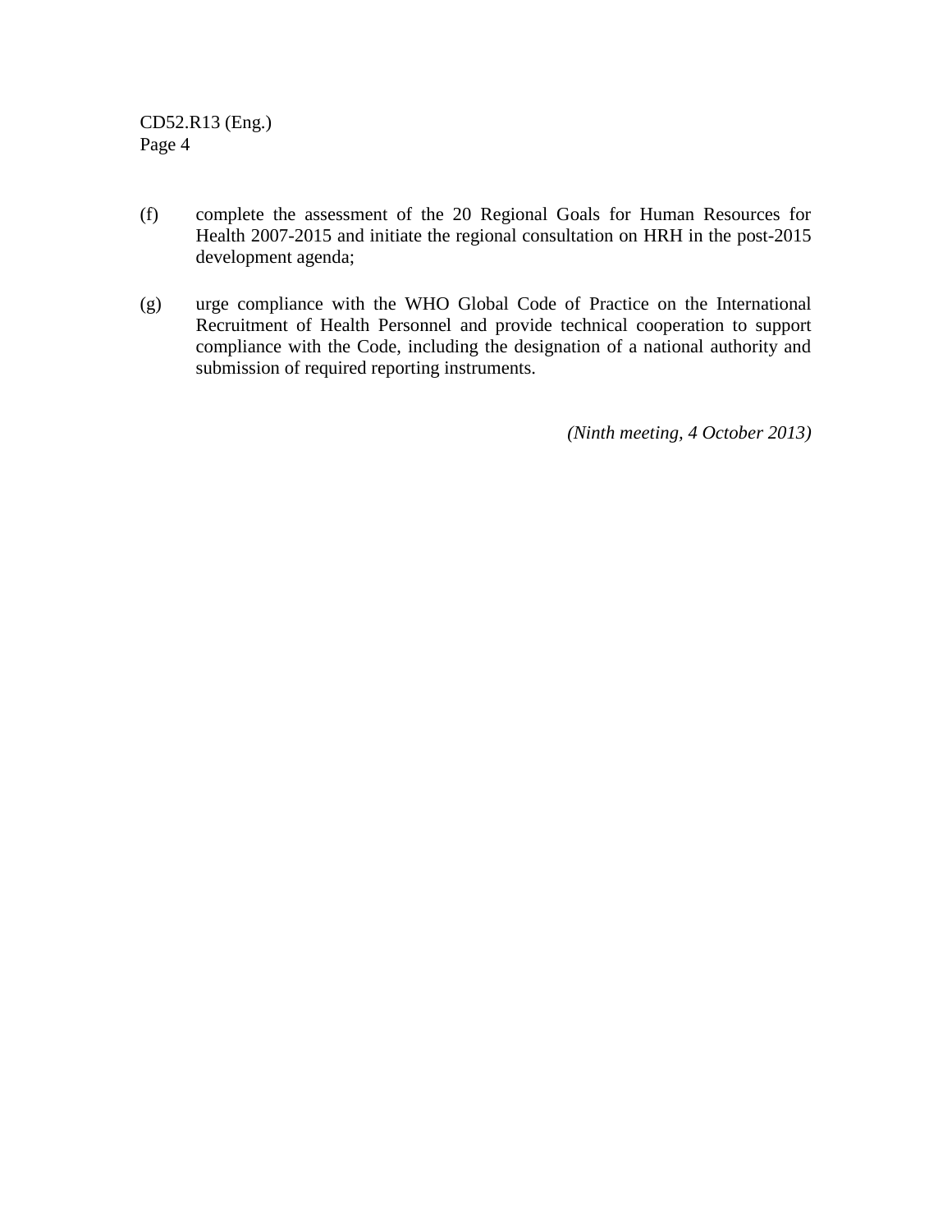(f) complete the assessment of the 20 Regional Goals for Human Resources for Health 2007-2015 and initiate the regional consultation on HRH in the post-2015 development agenda;

(g) urge compliance with the WHO Global Code of Practice on the International Recruitment of Health Personnel and provide technical cooperation to support compliance with the Code, including the designation of a national authority and submission of required reporting instruments.

*(Ninth meeting, 4 October 2013)*